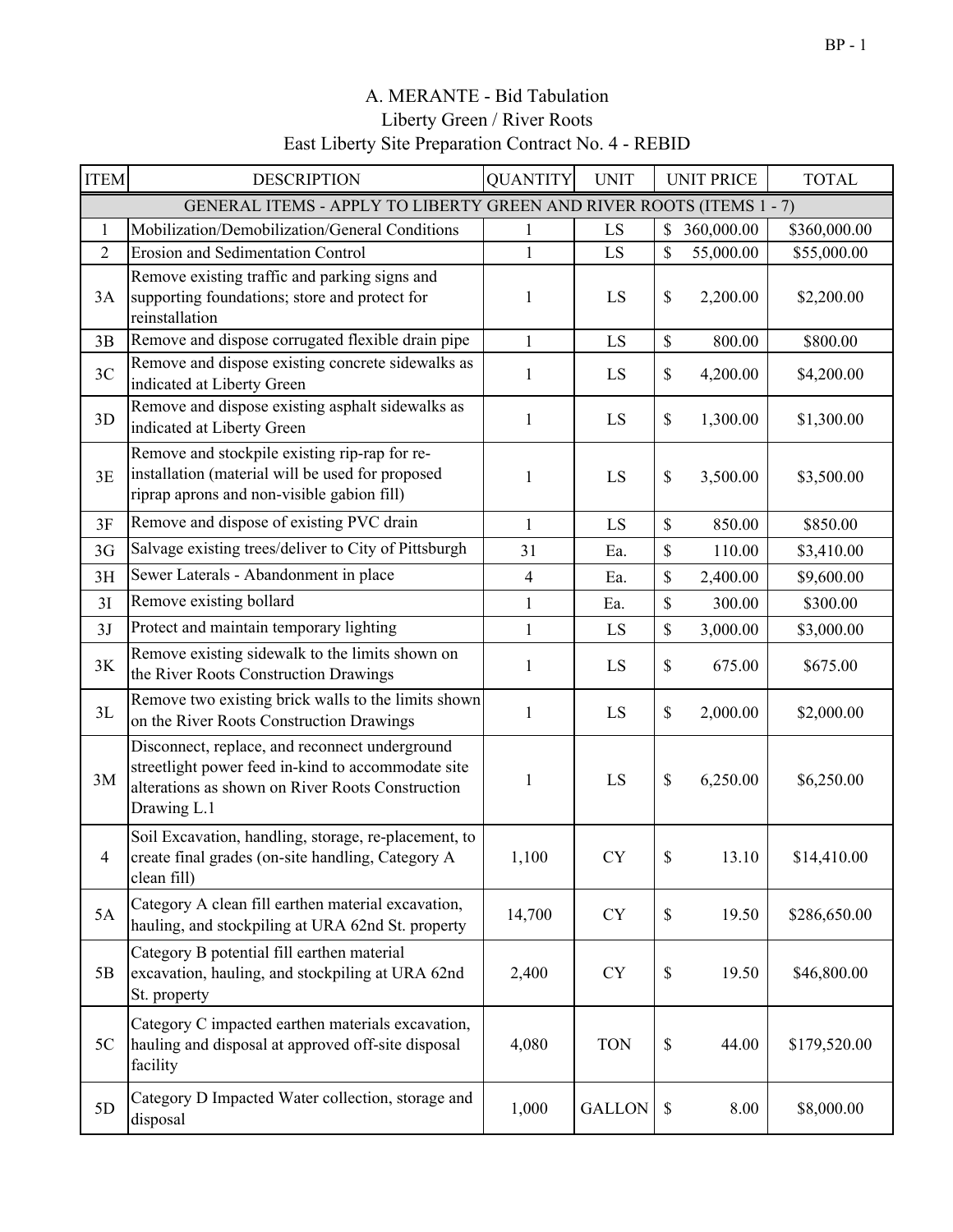A. MERANTE - Bid Tabulation

Liberty Green / River Roots

East Liberty Site Preparation Contract No. 4 - REBID

| ITEM | DESCRIPTION | QUANTITY | UNIT | UNIT PRICE | TOTAL |
|---|---|---|---|---|---|
| GENERAL ITEMS - APPLY TO LIBERTY GREEN AND RIVER ROOTS (ITEMS 1 - 7) | | | | | |
| 1 | Mobilization/Demobilization/General Conditions | 1 | LS | $ 360,000.00 | $360,000.00 |
| 2 | Erosion and Sedimentation Control | 1 | LS | $ 55,000.00 | $55,000.00 |
| 3A | Remove existing traffic and parking signs and supporting foundations; store and protect for reinstallation | 1 | LS | $ 2,200.00 | $2,200.00 |
| 3B | Remove and dispose corrugated flexible drain pipe | 1 | LS | $ 800.00 | $800.00 |
| 3C | Remove and dispose existing concrete sidewalks as indicated at Liberty Green | 1 | LS | $ 4,200.00 | $4,200.00 |
| 3D | Remove and dispose existing asphalt sidewalks as indicated at Liberty Green | 1 | LS | $ 1,300.00 | $1,300.00 |
| 3E | Remove and stockpile existing rip-rap for re-installation (material will be used for proposed riprap aprons and non-visible gabion fill) | 1 | LS | $ 3,500.00 | $3,500.00 |
| 3F | Remove and dispose of existing PVC drain | 1 | LS | $ 850.00 | $850.00 |
| 3G | Salvage existing trees/deliver to City of Pittsburgh | 31 | Ea. | $ 110.00 | $3,410.00 |
| 3H | Sewer Laterals - Abandonment in place | 4 | Ea. | $ 2,400.00 | $9,600.00 |
| 3I | Remove existing bollard | 1 | Ea. | $ 300.00 | $300.00 |
| 3J | Protect and maintain temporary lighting | 1 | LS | $ 3,000.00 | $3,000.00 |
| 3K | Remove existing sidewalk to the limits shown on the River Roots Construction Drawings | 1 | LS | $ 675.00 | $675.00 |
| 3L | Remove two existing brick walls to the limits shown on the River Roots Construction Drawings | 1 | LS | $ 2,000.00 | $2,000.00 |
| 3M | Disconnect, replace, and reconnect underground streetlight power feed in-kind to accommodate site alterations as shown on River Roots Construction Drawing L.1 | 1 | LS | $ 6,250.00 | $6,250.00 |
| 4 | Soil Excavation, handling, storage, re-placement, to create final grades (on-site handling, Category A clean fill) | 1,100 | CY | $ 13.10 | $14,410.00 |
| 5A | Category A clean fill earthen material excavation, hauling, and stockpiling at URA 62nd St. property | 14,700 | CY | $ 19.50 | $286,650.00 |
| 5B | Category B potential fill earthen material excavation, hauling, and stockpiling at URA 62nd St. property | 2,400 | CY | $ 19.50 | $46,800.00 |
| 5C | Category C impacted earthen materials excavation, hauling and disposal at approved off-site disposal facility | 4,080 | TON | $ 44.00 | $179,520.00 |
| 5D | Category D Impacted Water collection, storage and disposal | 1,000 | GALLON | $ 8.00 | $8,000.00 |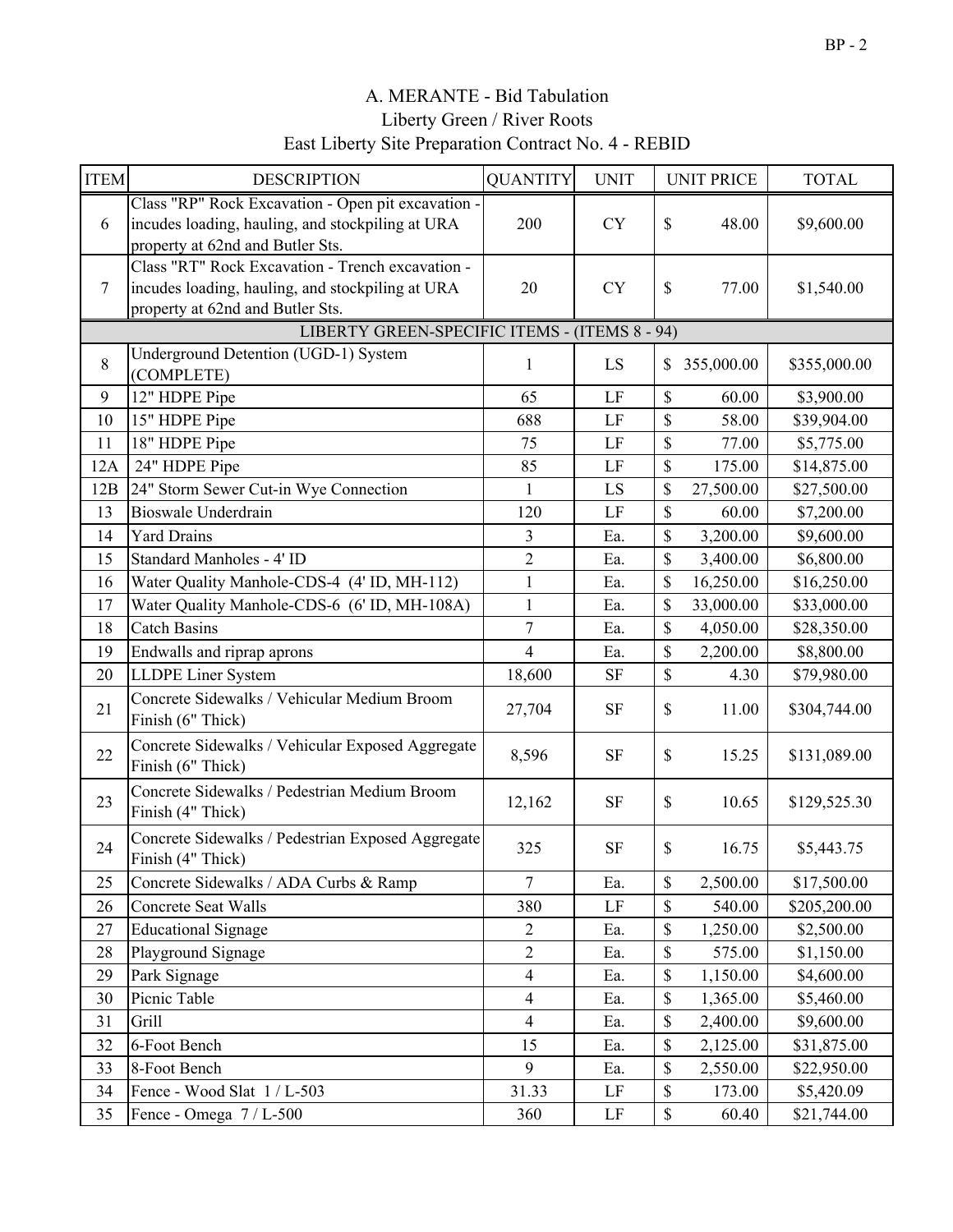A. MERANTE - Bid Tabulation
Liberty Green / River Roots
East Liberty Site Preparation Contract No. 4 - REBID

| ITEM | DESCRIPTION | QUANTITY | UNIT | UNIT PRICE | TOTAL |
|---|---|---|---|---|---|
| 6 | Class "RP" Rock Excavation - Open pit excavation - incudes loading, hauling, and stockpiling at URA property at 62nd and Butler Sts. | 200 | CY | $ 48.00 | $9,600.00 |
| 7 | Class "RT" Rock Excavation - Trench excavation - incudes loading, hauling, and stockpiling at URA property at 62nd and Butler Sts. | 20 | CY | $ 77.00 | $1,540.00 |
| | LIBERTY GREEN-SPECIFIC ITEMS - (ITEMS 8 - 94) | | | | |
| 8 | Underground Detention (UGD-1) System (COMPLETE) | 1 | LS | $ 355,000.00 | $355,000.00 |
| 9 | 12" HDPE Pipe | 65 | LF | $ 60.00 | $3,900.00 |
| 10 | 15" HDPE Pipe | 688 | LF | $ 58.00 | $39,904.00 |
| 11 | 18" HDPE Pipe | 75 | LF | $ 77.00 | $5,775.00 |
| 12A | 24" HDPE Pipe | 85 | LF | $ 175.00 | $14,875.00 |
| 12B | 24" Storm Sewer Cut-in Wye Connection | 1 | LS | $ 27,500.00 | $27,500.00 |
| 13 | Bioswale Underdrain | 120 | LF | $ 60.00 | $7,200.00 |
| 14 | Yard Drains | 3 | Ea. | $ 3,200.00 | $9,600.00 |
| 15 | Standard Manholes - 4' ID | 2 | Ea. | $ 3,400.00 | $6,800.00 |
| 16 | Water Quality Manhole-CDS-4 (4' ID, MH-112) | 1 | Ea. | $ 16,250.00 | $16,250.00 |
| 17 | Water Quality Manhole-CDS-6 (6' ID, MH-108A) | 1 | Ea. | $ 33,000.00 | $33,000.00 |
| 18 | Catch Basins | 7 | Ea. | $ 4,050.00 | $28,350.00 |
| 19 | Endwalls and riprap aprons | 4 | Ea. | $ 2,200.00 | $8,800.00 |
| 20 | LLDPE Liner System | 18,600 | SF | $ 4.30 | $79,980.00 |
| 21 | Concrete Sidewalks / Vehicular Medium Broom Finish (6" Thick) | 27,704 | SF | $ 11.00 | $304,744.00 |
| 22 | Concrete Sidewalks / Vehicular Exposed Aggregate Finish (6" Thick) | 8,596 | SF | $ 15.25 | $131,089.00 |
| 23 | Concrete Sidewalks / Pedestrian Medium Broom Finish (4" Thick) | 12,162 | SF | $ 10.65 | $129,525.30 |
| 24 | Concrete Sidewalks / Pedestrian Exposed Aggregate Finish (4" Thick) | 325 | SF | $ 16.75 | $5,443.75 |
| 25 | Concrete Sidewalks / ADA Curbs & Ramp | 7 | Ea. | $ 2,500.00 | $17,500.00 |
| 26 | Concrete Seat Walls | 380 | LF | $ 540.00 | $205,200.00 |
| 27 | Educational Signage | 2 | Ea. | $ 1,250.00 | $2,500.00 |
| 28 | Playground Signage | 2 | Ea. | $ 575.00 | $1,150.00 |
| 29 | Park Signage | 4 | Ea. | $ 1,150.00 | $4,600.00 |
| 30 | Picnic Table | 4 | Ea. | $ 1,365.00 | $5,460.00 |
| 31 | Grill | 4 | Ea. | $ 2,400.00 | $9,600.00 |
| 32 | 6-Foot Bench | 15 | Ea. | $ 2,125.00 | $31,875.00 |
| 33 | 8-Foot Bench | 9 | Ea. | $ 2,550.00 | $22,950.00 |
| 34 | Fence - Wood Slat 1 / L-503 | 31.33 | LF | $ 173.00 | $5,420.09 |
| 35 | Fence - Omega 7 / L-500 | 360 | LF | $ 60.40 | $21,744.00 |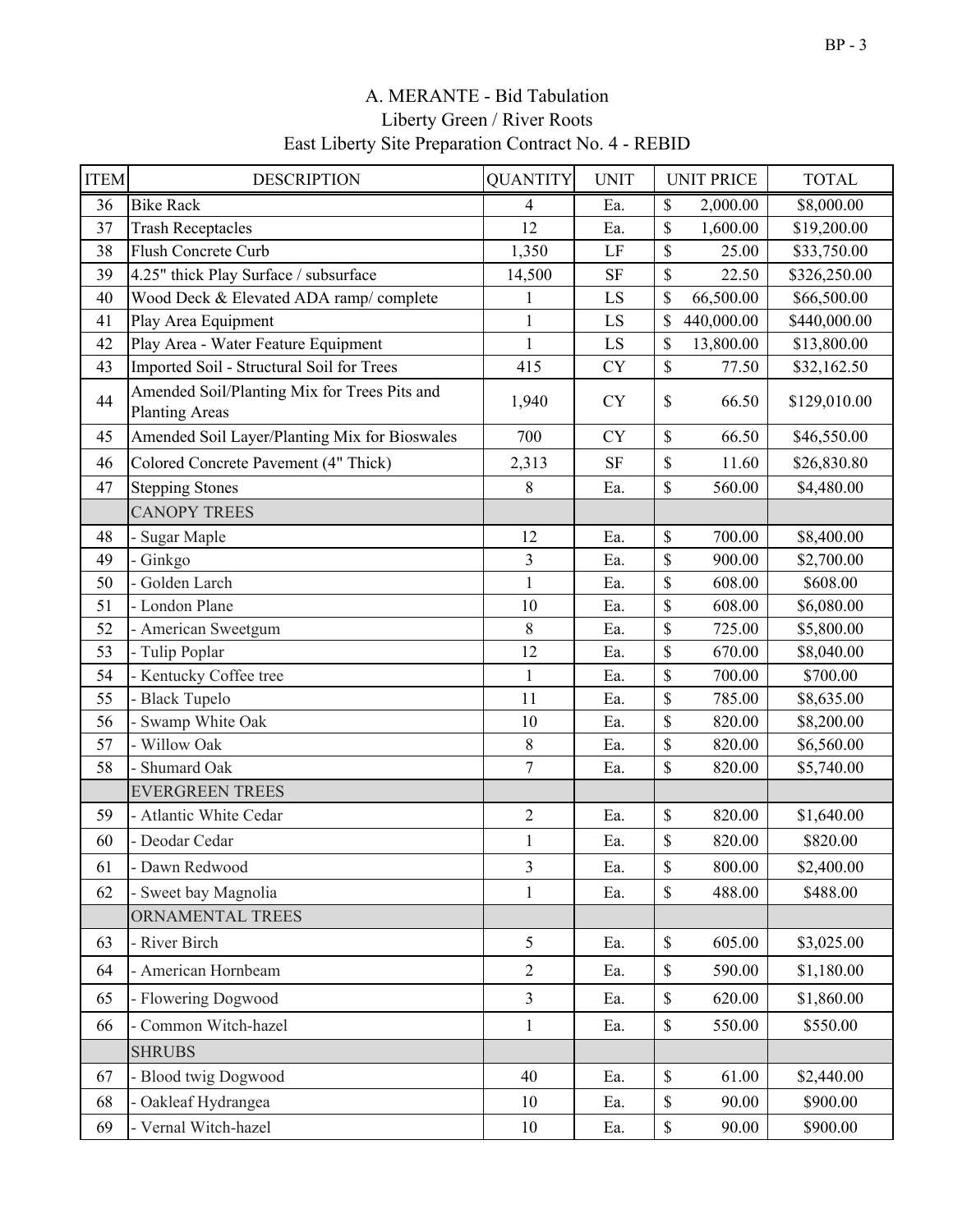# A. MERANTE - Bid Tabulation
## Liberty Green / River Roots
## East Liberty Site Preparation Contract No. 4 - REBID

| ITEM | DESCRIPTION | QUANTITY | UNIT | UNIT PRICE | TOTAL |
|---|---|---|---|---|---|
| 36 | Bike Rack | 4 | Ea. | $ 2,000.00 | $8,000.00 |
| 37 | Trash Receptacles | 12 | Ea. | $ 1,600.00 | $19,200.00 |
| 38 | Flush Concrete Curb | 1,350 | LF | $ 25.00 | $33,750.00 |
| 39 | 4.25" thick Play Surface / subsurface | 14,500 | SF | $ 22.50 | $326,250.00 |
| 40 | Wood Deck & Elevated ADA ramp/ complete | 1 | LS | $ 66,500.00 | $66,500.00 |
| 41 | Play Area Equipment | 1 | LS | $ 440,000.00 | $440,000.00 |
| 42 | Play Area - Water Feature Equipment | 1 | LS | $ 13,800.00 | $13,800.00 |
| 43 | Imported Soil - Structural Soil for Trees | 415 | CY | $ 77.50 | $32,162.50 |
| 44 | Amended Soil/Planting Mix for Trees Pits and Planting Areas | 1,940 | CY | $ 66.50 | $129,010.00 |
| 45 | Amended Soil Layer/Planting Mix for Bioswales | 700 | CY | $ 66.50 | $46,550.00 |
| 46 | Colored Concrete Pavement (4" Thick) | 2,313 | SF | $ 11.60 | $26,830.80 |
| 47 | Stepping Stones | 8 | Ea. | $ 560.00 | $4,480.00 |
| | CANOPY TREES | | | | |
| 48 | - Sugar Maple | 12 | Ea. | $ 700.00 | $8,400.00 |
| 49 | - Ginkgo | 3 | Ea. | $ 900.00 | $2,700.00 |
| 50 | - Golden Larch | 1 | Ea. | $ 608.00 | $608.00 |
| 51 | - London Plane | 10 | Ea. | $ 608.00 | $6,080.00 |
| 52 | - American Sweetgum | 8 | Ea. | $ 725.00 | $5,800.00 |
| 53 | - Tulip Poplar | 12 | Ea. | $ 670.00 | $8,040.00 |
| 54 | - Kentucky Coffee tree | 1 | Ea. | $ 700.00 | $700.00 |
| 55 | - Black Tupelo | 11 | Ea. | $ 785.00 | $8,635.00 |
| 56 | - Swamp White Oak | 10 | Ea. | $ 820.00 | $8,200.00 |
| 57 | - Willow Oak | 8 | Ea. | $ 820.00 | $6,560.00 |
| 58 | - Shumard Oak | 7 | Ea. | $ 820.00 | $5,740.00 |
| | EVERGREEN TREES | | | | |
| 59 | - Atlantic White Cedar | 2 | Ea. | $ 820.00 | $1,640.00 |
| 60 | - Deodar Cedar | 1 | Ea. | $ 820.00 | $820.00 |
| 61 | - Dawn Redwood | 3 | Ea. | $ 800.00 | $2,400.00 |
| 62 | - Sweet bay Magnolia | 1 | Ea. | $ 488.00 | $488.00 |
| | ORNAMENTAL TREES | | | | |
| 63 | - River Birch | 5 | Ea. | $ 605.00 | $3,025.00 |
| 64 | - American Hornbeam | 2 | Ea. | $ 590.00 | $1,180.00 |
| 65 | - Flowering Dogwood | 3 | Ea. | $ 620.00 | $1,860.00 |
| 66 | - Common Witch-hazel | 1 | Ea. | $ 550.00 | $550.00 |
| | SHRUBS | | | | |
| 67 | - Blood twig Dogwood | 40 | Ea. | $ 61.00 | $2,440.00 |
| 68 | - Oakleaf Hydrangea | 10 | Ea. | $ 90.00 | $900.00 |
| 69 | - Vernal Witch-hazel | 10 | Ea. | $ 90.00 | $900.00 |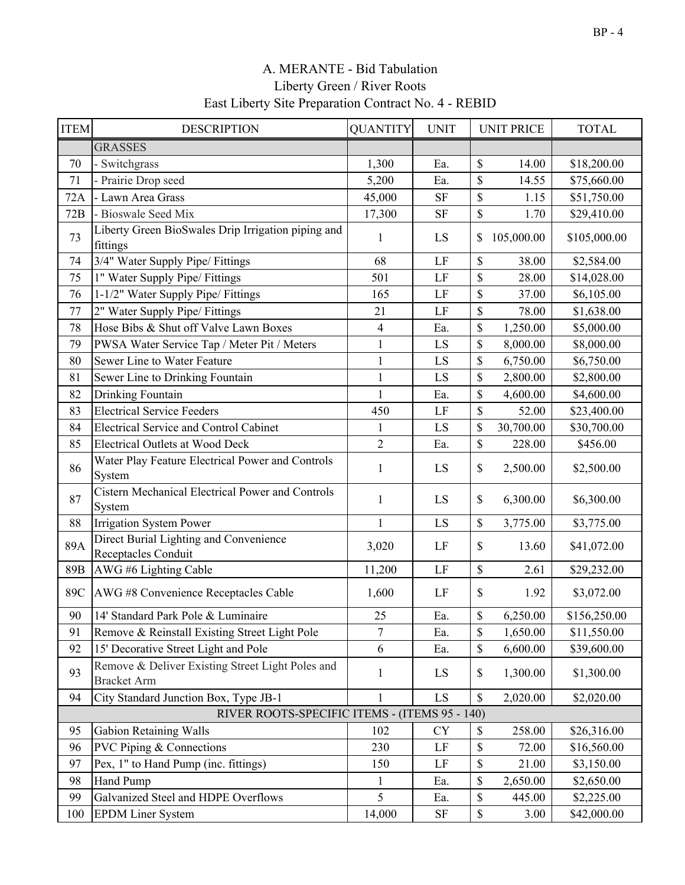# A. MERANTE - Bid Tabulation
## Liberty Green / River Roots
## East Liberty Site Preparation Contract No. 4 - REBID

| ITEM | DESCRIPTION | QUANTITY | UNIT | UNIT PRICE | TOTAL |
|---|---|---|---|---|---|
| | GRASSES | | | | |
| 70 | - Switchgrass | 1,300 | Ea. | $ 14.00 | $18,200.00 |
| 71 | - Prairie Drop seed | 5,200 | Ea. | $ 14.55 | $75,660.00 |
| 72A | - Lawn Area Grass | 45,000 | SF | $ 1.15 | $51,750.00 |
| 72B | - Bioswale Seed Mix | 17,300 | SF | $ 1.70 | $29,410.00 |
| 73 | Liberty Green BioSwales Drip Irrigation piping and fittings | 1 | LS | $ 105,000.00 | $105,000.00 |
| 74 | 3/4" Water Supply Pipe/ Fittings | 68 | LF | $ 38.00 | $2,584.00 |
| 75 | 1" Water Supply Pipe/ Fittings | 501 | LF | $ 28.00 | $14,028.00 |
| 76 | 1-1/2" Water Supply Pipe/ Fittings | 165 | LF | $ 37.00 | $6,105.00 |
| 77 | 2" Water Supply Pipe/ Fittings | 21 | LF | $ 78.00 | $1,638.00 |
| 78 | Hose Bibs & Shut off Valve Lawn Boxes | 4 | Ea. | $ 1,250.00 | $5,000.00 |
| 79 | PWSA Water Service Tap / Meter Pit / Meters | 1 | LS | $ 8,000.00 | $8,000.00 |
| 80 | Sewer Line to Water Feature | 1 | LS | $ 6,750.00 | $6,750.00 |
| 81 | Sewer Line to Drinking Fountain | 1 | LS | $ 2,800.00 | $2,800.00 |
| 82 | Drinking Fountain | 1 | Ea. | $ 4,600.00 | $4,600.00 |
| 83 | Electrical Service Feeders | 450 | LF | $ 52.00 | $23,400.00 |
| 84 | Electrical Service and Control Cabinet | 1 | LS | $ 30,700.00 | $30,700.00 |
| 85 | Electrical Outlets at Wood Deck | 2 | Ea. | $ 228.00 | $456.00 |
| 86 | Water Play Feature Electrical Power and Controls System | 1 | LS | $ 2,500.00 | $2,500.00 |
| 87 | Cistern Mechanical Electrical Power and Controls System | 1 | LS | $ 6,300.00 | $6,300.00 |
| 88 | Irrigation System Power | 1 | LS | $ 3,775.00 | $3,775.00 |
| 89A | Direct Burial Lighting and Convenience Receptacles Conduit | 3,020 | LF | $ 13.60 | $41,072.00 |
| 89B | AWG #6 Lighting Cable | 11,200 | LF | $ 2.61 | $29,232.00 |
| 89C | AWG #8 Convenience Receptacles Cable | 1,600 | LF | $ 1.92 | $3,072.00 |
| 90 | 14' Standard Park Pole & Luminaire | 25 | Ea. | $ 6,250.00 | $156,250.00 |
| 91 | Remove & Reinstall Existing Street Light Pole | 7 | Ea. | $ 1,650.00 | $11,550.00 |
| 92 | 15' Decorative Street Light and Pole | 6 | Ea. | $ 6,600.00 | $39,600.00 |
| 93 | Remove & Deliver Existing Street Light Poles and Bracket Arm | 1 | LS | $ 1,300.00 | $1,300.00 |
| 94 | City Standard Junction Box, Type JB-1 | 1 | LS | $ 2,020.00 | $2,020.00 |
| | RIVER ROOTS-SPECIFIC ITEMS - (ITEMS 95 - 140) | | | | |
| 95 | Gabion Retaining Walls | 102 | CY | $ 258.00 | $26,316.00 |
| 96 | PVC Piping & Connections | 230 | LF | $ 72.00 | $16,560.00 |
| 97 | Pex, 1" to Hand Pump (inc. fittings) | 150 | LF | $ 21.00 | $3,150.00 |
| 98 | Hand Pump | 1 | Ea. | $ 2,650.00 | $2,650.00 |
| 99 | Galvanized Steel and HDPE Overflows | 5 | Ea. | $ 445.00 | $2,225.00 |
| 100 | EPDM Liner System | 14,000 | SF | $ 3.00 | $42,000.00 |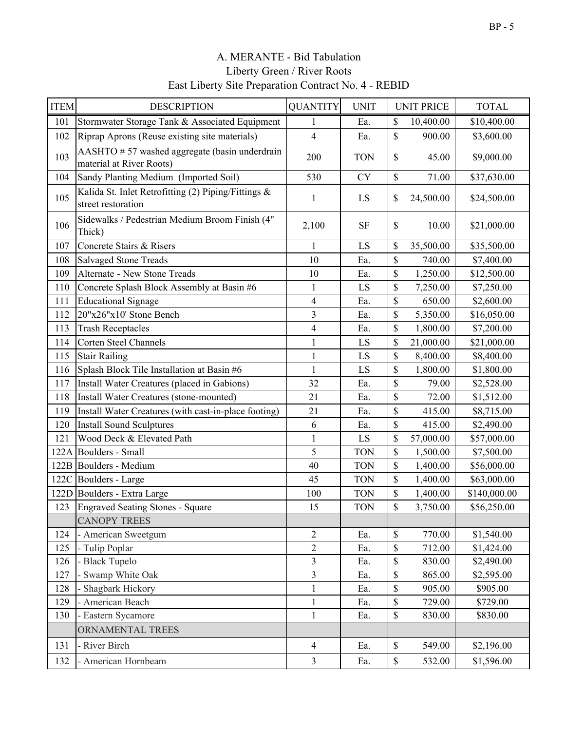A. MERANTE - Bid Tabulation
Liberty Green / River Roots
East Liberty Site Preparation Contract No. 4 - REBID

| ITEM | DESCRIPTION | QUANTITY | UNIT | UNIT PRICE | TOTAL |
|---|---|---|---|---|---|
| 101 | Stormwater Storage Tank & Associated Equipment | 1 | Ea. | $ 10,400.00 | $10,400.00 |
| 102 | Riprap Aprons (Reuse existing site materials) | 4 | Ea. | $ 900.00 | $3,600.00 |
| 103 | AASHTO # 57 washed aggregate (basin underdrain material at River Roots) | 200 | TON | $ 45.00 | $9,000.00 |
| 104 | Sandy Planting Medium (Imported Soil) | 530 | CY | $ 71.00 | $37,630.00 |
| 105 | Kalida St. Inlet Retrofitting (2) Piping/Fittings & street restoration | 1 | LS | $ 24,500.00 | $24,500.00 |
| 106 | Sidewalks / Pedestrian Medium Broom Finish (4" Thick) | 2,100 | SF | $ 10.00 | $21,000.00 |
| 107 | Concrete Stairs & Risers | 1 | LS | $ 35,500.00 | $35,500.00 |
| 108 | Salvaged Stone Treads | 10 | Ea. | $ 740.00 | $7,400.00 |
| 109 | Alternate - New Stone Treads | 10 | Ea. | $ 1,250.00 | $12,500.00 |
| 110 | Concrete Splash Block Assembly at Basin #6 | 1 | LS | $ 7,250.00 | $7,250.00 |
| 111 | Educational Signage | 4 | Ea. | $ 650.00 | $2,600.00 |
| 112 | 20"x26"x10' Stone Bench | 3 | Ea. | $ 5,350.00 | $16,050.00 |
| 113 | Trash Receptacles | 4 | Ea. | $ 1,800.00 | $7,200.00 |
| 114 | Corten Steel Channels | 1 | LS | $ 21,000.00 | $21,000.00 |
| 115 | Stair Railing | 1 | LS | $ 8,400.00 | $8,400.00 |
| 116 | Splash Block Tile Installation at Basin #6 | 1 | LS | $ 1,800.00 | $1,800.00 |
| 117 | Install Water Creatures (placed in Gabions) | 32 | Ea. | $ 79.00 | $2,528.00 |
| 118 | Install Water Creatures (stone-mounted) | 21 | Ea. | $ 72.00 | $1,512.00 |
| 119 | Install Water Creatures (with cast-in-place footing) | 21 | Ea. | $ 415.00 | $8,715.00 |
| 120 | Install Sound Sculptures | 6 | Ea. | $ 415.00 | $2,490.00 |
| 121 | Wood Deck & Elevated Path | 1 | LS | $ 57,000.00 | $57,000.00 |
| 122A | Boulders - Small | 5 | TON | $ 1,500.00 | $7,500.00 |
| 122B | Boulders - Medium | 40 | TON | $ 1,400.00 | $56,000.00 |
| 122C | Boulders - Large | 45 | TON | $ 1,400.00 | $63,000.00 |
| 122D | Boulders - Extra Large | 100 | TON | $ 1,400.00 | $140,000.00 |
| 123 | Engraved Seating Stones - Square | 15 | TON | $ 3,750.00 | $56,250.00 |
| | CANOPY TREES | | | | |
| 124 | - American Sweetgum | 2 | Ea. | $ 770.00 | $1,540.00 |
| 125 | - Tulip Poplar | 2 | Ea. | $ 712.00 | $1,424.00 |
| 126 | - Black Tupelo | 3 | Ea. | $ 830.00 | $2,490.00 |
| 127 | - Swamp White Oak | 3 | Ea. | $ 865.00 | $2,595.00 |
| 128 | - Shagbark Hickory | 1 | Ea. | $ 905.00 | $905.00 |
| 129 | - American Beach | 1 | Ea. | $ 729.00 | $729.00 |
| 130 | - Eastern Sycamore | 1 | Ea. | $ 830.00 | $830.00 |
| | ORNAMENTAL TREES | | | | |
| 131 | - River Birch | 4 | Ea. | $ 549.00 | $2,196.00 |
| 132 | - American Hornbeam | 3 | Ea. | $ 532.00 | $1,596.00 |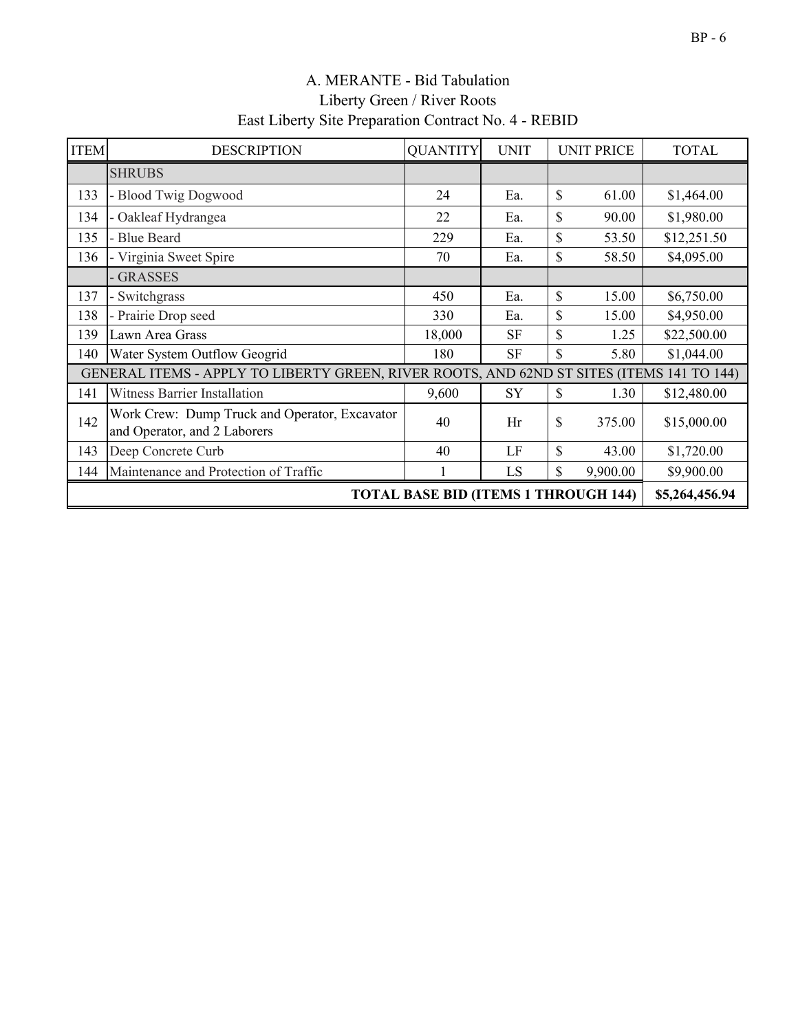# A. MERANTE - Bid Tabulation
## Liberty Green / River Roots
## East Liberty Site Preparation Contract No. 4 - REBID

| ITEM | DESCRIPTION | QUANTITY | UNIT | UNIT PRICE | TOTAL |
|---|---|---|---|---|---|
| | SHRUBS | | | | |
| 133 | - Blood Twig Dogwood | 24 | Ea. | $ 61.00 | $1,464.00 |
| 134 | - Oakleaf Hydrangea | 22 | Ea. | $ 90.00 | $1,980.00 |
| 135 | - Blue Beard | 229 | Ea. | $ 53.50 | $12,251.50 |
| 136 | - Virginia Sweet Spire | 70 | Ea. | $ 58.50 | $4,095.00 |
| | - GRASSES | | | | |
| 137 | - Switchgrass | 450 | Ea. | $ 15.00 | $6,750.00 |
| 138 | - Prairie Drop seed | 330 | Ea. | $ 15.00 | $4,950.00 |
| 139 | Lawn Area Grass | 18,000 | SF | $ 1.25 | $22,500.00 |
| 140 | Water System Outflow Geogrid | 180 | SF | $ 5.80 | $1,044.00 |
| GENERAL ITEMS - APPLY TO LIBERTY GREEN, RIVER ROOTS, AND 62ND ST SITES (ITEMS 141 TO 144) | | | | | |
| 141 | Witness Barrier Installation | 9,600 | SY | $ 1.30 | $12,480.00 |
| 142 | Work Crew: Dump Truck and Operator, Excavator and Operator, and 2 Laborers | 40 | Hr | $ 375.00 | $15,000.00 |
| 143 | Deep Concrete Curb | 40 | LF | $ 43.00 | $1,720.00 |
| 144 | Maintenance and Protection of Traffic | 1 | LS | $ 9,900.00 | $9,900.00 |
| **TOTAL BASE BID (ITEMS 1 THROUGH 144)** | | | | | **$5,264,456.94** |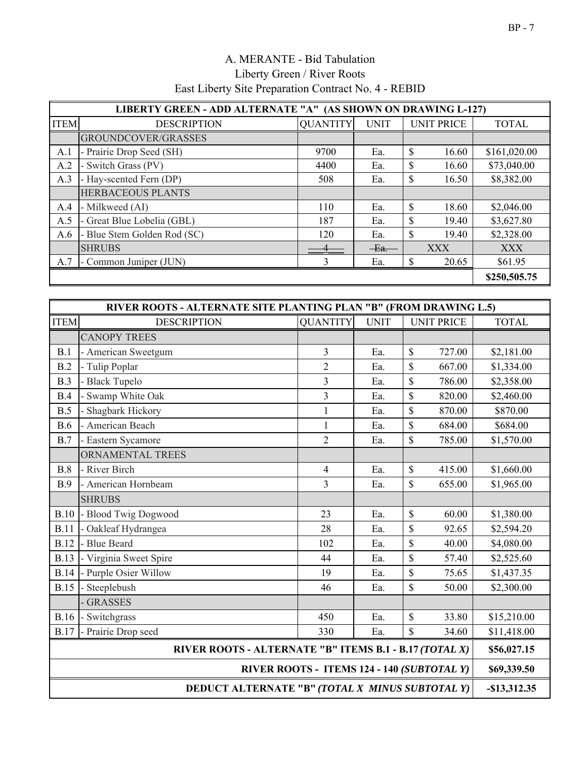# A. MERANTE - Bid Tabulation
## Liberty Green / River Roots
## East Liberty Site Preparation Contract No. 4 - REBID

| LIBERTY GREEN - ADD ALTERNATE "A" (AS SHOWN ON DRAWING L-127) | | | | | |
|---|---|---|---|---|---|
| ITEM | DESCRIPTION | QUANTITY | UNIT | UNIT PRICE | TOTAL |
| | GROUNDCOVER/GRASSES | | | | |
| A.1 | - Prairie Drop Seed (SH) | 9700 | Ea. | $ 16.60 | $161,020.00 |
| A.2 | - Switch Grass (PV) | 4400 | Ea. | $ 16.60 | $73,040.00 |
| A.3 | - Hay-scented Fern (DP) | 508 | Ea. | $ 16.50 | $8,382.00 |
| | HERBACEOUS PLANTS | | | | |
| A.4 | - Milkweed (AI) | 110 | Ea. | $ 18.60 | $2,046.00 |
| A.5 | - Great Blue Lobelia (GBL) | 187 | Ea. | $ 19.40 | $3,627.80 |
| A.6 | - Blue Stem Golden Rod (SC) | 120 | Ea. | $ 19.40 | $2,328.00 |
| | SHRUBS | ~~4~~ | ~~Ea.~~ | XXX | XXX |
| A.7 | - Common Juniper (JUN) | 3 | Ea. | $ 20.65 | $61.95 |
| | | | | | $250,505.75 |

| RIVER ROOTS - ALTERNATE SITE PLANTING PLAN "B" (FROM DRAWING L.5) | | | | | |
|---|---|---|---|---|---|
| ITEM | DESCRIPTION | QUANTITY | UNIT | UNIT PRICE | TOTAL |
| | CANOPY TREES | | | | |
| B.1 | - American Sweetgum | 3 | Ea. | $ 727.00 | $2,181.00 |
| B.2 | - Tulip Poplar | 2 | Ea. | $ 667.00 | $1,334.00 |
| B.3 | - Black Tupelo | 3 | Ea. | $ 786.00 | $2,358.00 |
| B.4 | - Swamp White Oak | 3 | Ea. | $ 820.00 | $2,460.00 |
| B.5 | - Shagbark Hickory | 1 | Ea. | $ 870.00 | $870.00 |
| B.6 | - American Beach | 1 | Ea. | $ 684.00 | $684.00 |
| B.7 | - Eastern Sycamore | 2 | Ea. | $ 785.00 | $1,570.00 |
| | ORNAMENTAL TREES | | | | |
| B.8 | - River Birch | 4 | Ea. | $ 415.00 | $1,660.00 |
| B.9 | - American Hornbeam | 3 | Ea. | $ 655.00 | $1,965.00 |
| | SHRUBS | | | | |
| B.10 | - Blood Twig Dogwood | 23 | Ea. | $ 60.00 | $1,380.00 |
| B.11 | - Oakleaf Hydrangea | 28 | Ea. | $ 92.65 | $2,594.20 |
| B.12 | - Blue Beard | 102 | Ea. | $ 40.00 | $4,080.00 |
| B.13 | - Virginia Sweet Spire | 44 | Ea. | $ 57.40 | $2,525.60 |
| B.14 | - Purple Osier Willow | 19 | Ea. | $ 75.65 | $1,437.35 |
| B.15 | - Steeplebush | 46 | Ea. | $ 50.00 | $2,300.00 |
| | - GRASSES | | | | |
| B.16 | - Switchgrass | 450 | Ea. | $ 33.80 | $15,210.00 |
| B.17 | - Prairie Drop seed | 330 | Ea. | $ 34.60 | $11,418.00 |
| | **RIVER ROOTS - ALTERNATE "B" ITEMS B.1 - B.17 *(TOTAL X)*** | | | | $56,027.15 |
| | **RIVER ROOTS - ITEMS 124 - 140 *(SUBTOTAL Y)*** | | | | $69,339.50 |
| | **DEDUCT ALTERNATE "B" *(TOTAL X MINUS SUBTOTAL Y)*** | | | | -$13,312.35 |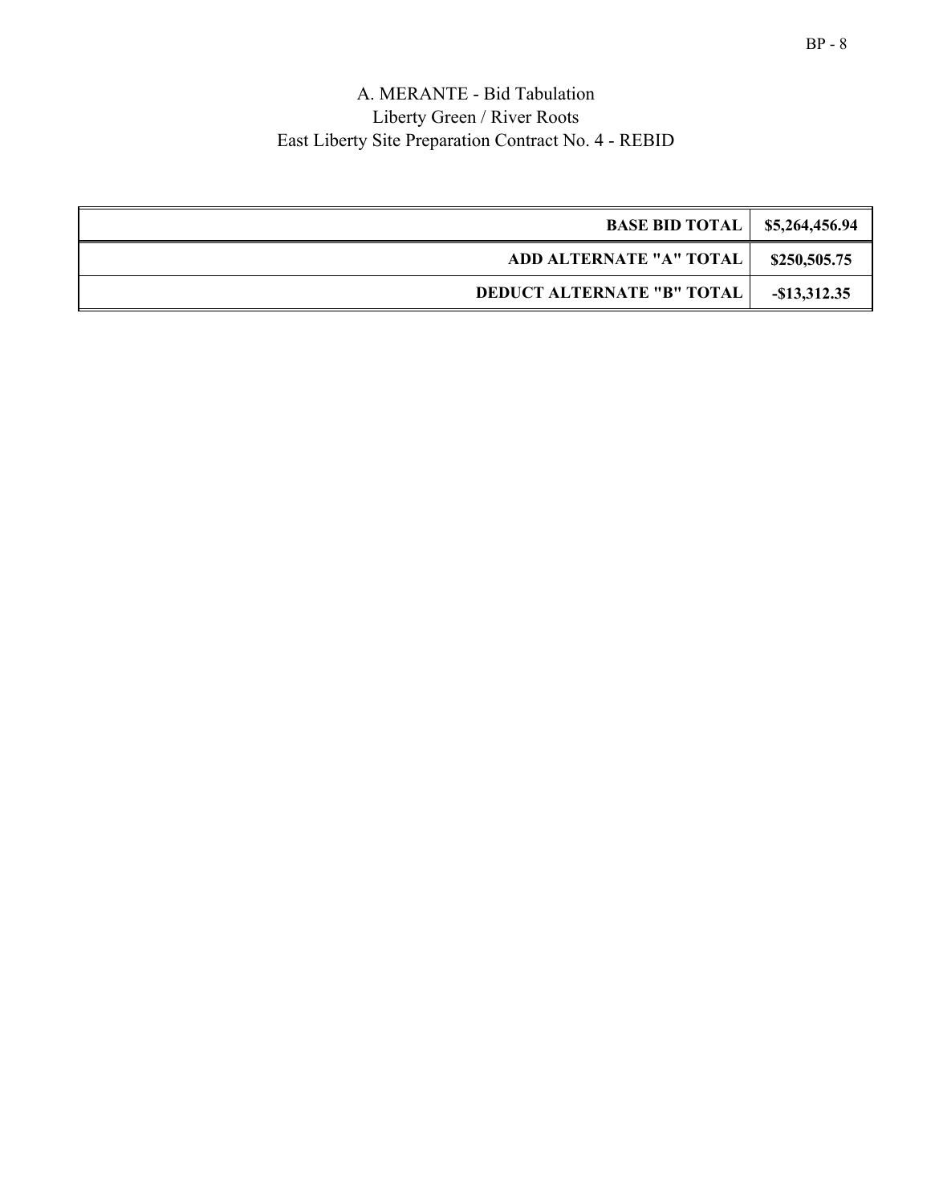A. MERANTE - Bid Tabulation
Liberty Green / River Roots
East Liberty Site Preparation Contract No. 4 - REBID

| | |
|---|---|
| **BASE BID TOTAL** | **$5,264,456.94** |
| **ADD ALTERNATE "A" TOTAL** | **$250,505.75** |
| **DEDUCT ALTERNATE "B" TOTAL** | **-$13,312.35** |